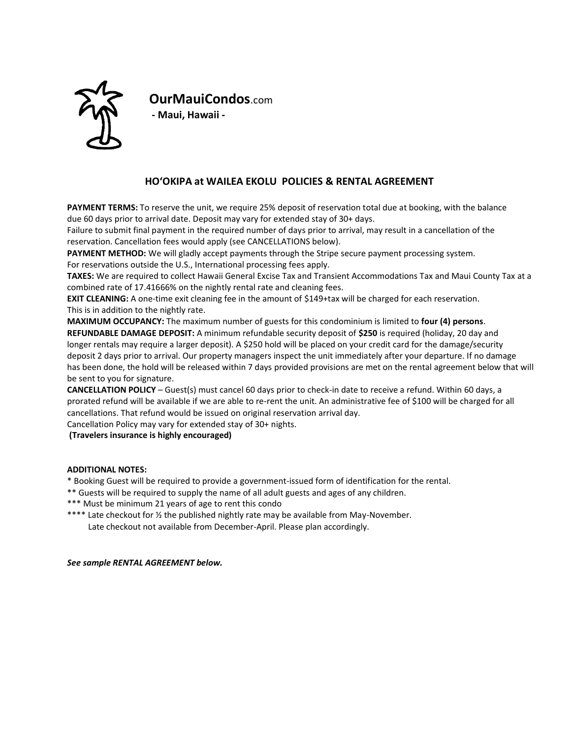**OurMauiCondos**.com

**- Maui, Hawaii -**

## HO'OKIPA at WAILEA EKOLU POLICIES & RENTAL AGREEMENT

**PAYMENT TERMS:** To reserve the unit, we require 25% deposit of reservation total due at booking, with the balance due 60 days prior to arrival date. Deposit may vary for extended stay of 30+ days.
Failure to submit final payment in the required number of days prior to arrival, may result in a cancellation of the reservation. Cancellation fees would apply (see CANCELLATIONS below).
**PAYMENT METHOD:** We will gladly accept payments through the Stripe secure payment processing system.
For reservations outside the U.S., International processing fees apply.
**TAXES:** We are required to collect Hawaii General Excise Tax and Transient Accommodations Tax and Maui County Tax at a combined rate of 17.41666% on the nightly rental rate and cleaning fees.
**EXIT CLEANING:** A one-time exit cleaning fee in the amount of $149+tax will be charged for each reservation.
This is in addition to the nightly rate.
**MAXIMUM OCCUPANCY:** The maximum number of guests for this condominium is limited to **four (4) persons**.
**REFUNDABLE DAMAGE DEPOSIT:** A minimum refundable security deposit of **$250** is required (holiday, 20 day and longer rentals may require a larger deposit). A $250 hold will be placed on your credit card for the damage/security deposit 2 days prior to arrival. Our property managers inspect the unit immediately after your departure. If no damage has been done, the hold will be released within 7 days provided provisions are met on the rental agreement below that will be sent to you for signature.
**CANCELLATION POLICY** – Guest(s) must cancel 60 days prior to check-in date to receive a refund. Within 60 days, a prorated refund will be available if we are able to re-rent the unit. An administrative fee of $100 will be charged for all cancellations. That refund would be issued on original reservation arrival day.
Cancellation Policy may vary for extended stay of 30+ nights.
**(Travelers insurance is highly encouraged)**

**ADDITIONAL NOTES:**

\* Booking Guest will be required to provide a government-issued form of identification for the rental.
\*\* Guests will be required to supply the name of all adult guests and ages of any children.
\*\*\* Must be minimum 21 years of age to rent this condo
\*\*\*\* Late checkout for ½ the published nightly rate may be available from May-November.
Late checkout not available from December-April. Please plan accordingly.

***See sample RENTAL AGREEMENT below.***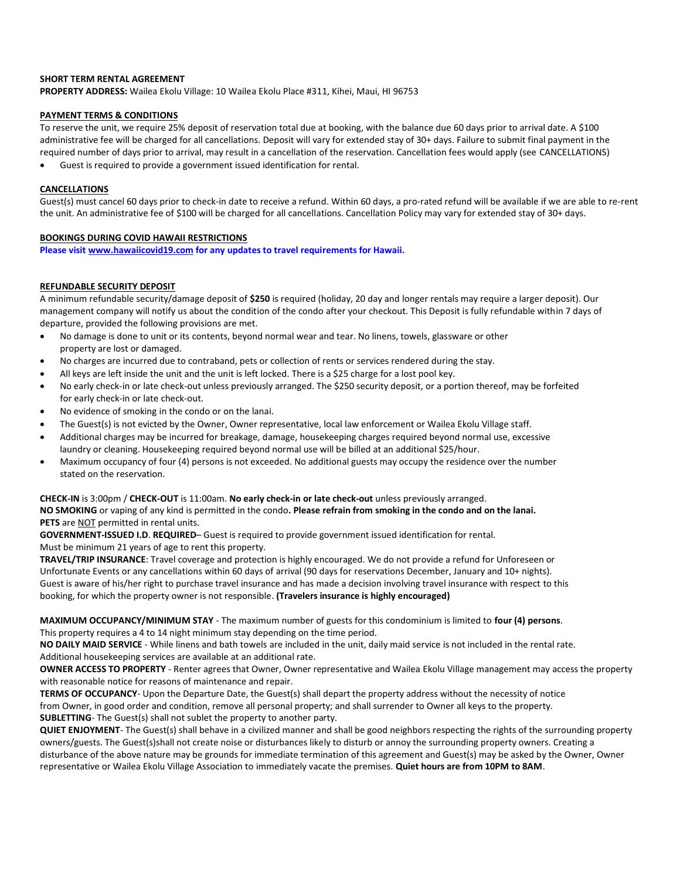**SHORT TERM RENTAL AGREEMENT**

**PROPERTY ADDRESS:** Wailea Ekolu Village: 10 Wailea Ekolu Place #311, Kihei, Maui, HI 96753

**PAYMENT TERMS & CONDITIONS**

To reserve the unit, we require 25% deposit of reservation total due at booking, with the balance due 60 days prior to arrival date. A $100 administrative fee will be charged for all cancellations. Deposit will vary for extended stay of 30+ days. Failure to submit final payment in the required number of days prior to arrival, may result in a cancellation of the reservation. Cancellation fees would apply (see CANCELLATIONS)

- Guest is required to provide a government issued identification for rental.

**CANCELLATIONS**

Guest(s) must cancel 60 days prior to check-in date to receive a refund. Within 60 days, a pro-rated refund will be available if we are able to re-rent the unit. An administrative fee of $100 will be charged for all cancellations. Cancellation Policy may vary for extended stay of 30+ days.

**BOOKINGS DURING COVID HAWAII RESTRICTIONS**

**Please visit www.hawaiicovid19.com for any updates to travel requirements for Hawaii.**

**REFUNDABLE SECURITY DEPOSIT**

A minimum refundable security/damage deposit of **$250** is required (holiday, 20 day and longer rentals may require a larger deposit). Our management company will notify us about the condition of the condo after your checkout. This Deposit is fully refundable within 7 days of departure, provided the following provisions are met.

- No damage is done to unit or its contents, beyond normal wear and tear. No linens, towels, glassware or other property are lost or damaged.
- No charges are incurred due to contraband, pets or collection of rents or services rendered during the stay.
- All keys are left inside the unit and the unit is left locked. There is a $25 charge for a lost pool key.
- No early check-in or late check-out unless previously arranged. The $250 security deposit, or a portion thereof, may be forfeited for early check-in or late check-out.
- No evidence of smoking in the condo or on the lanai.
- The Guest(s) is not evicted by the Owner, Owner representative, local law enforcement or Wailea Ekolu Village staff.
- Additional charges may be incurred for breakage, damage, housekeeping charges required beyond normal use, excessive laundry or cleaning. Housekeeping required beyond normal use will be billed at an additional $25/hour.
- Maximum occupancy of four (4) persons is not exceeded. No additional guests may occupy the residence over the number stated on the reservation.

**CHECK-IN** is 3:00pm / **CHECK-OUT** is 11:00am. **No early check-in or late check-out** unless previously arranged.

**NO SMOKING** or vaping of any kind is permitted in the condo**. Please refrain from smoking in the condo and on the lanai.**

**PETS** are NOT permitted in rental units.

**GOVERNMENT-ISSUED I.D**. **REQUIRED**– Guest is required to provide government issued identification for rental.

Must be minimum 21 years of age to rent this property.

**TRAVEL/TRIP INSURANCE**: Travel coverage and protection is highly encouraged. We do not provide a refund for Unforeseen or Unfortunate Events or any cancellations within 60 days of arrival (90 days for reservations December, January and 10+ nights). Guest is aware of his/her right to purchase travel insurance and has made a decision involving travel insurance with respect to this booking, for which the property owner is not responsible. **(Travelers insurance is highly encouraged)**

**MAXIMUM OCCUPANCY/MINIMUM STAY** - The maximum number of guests for this condominium is limited to **four (4) persons**. This property requires a 4 to 14 night minimum stay depending on the time period.

**NO DAILY MAID SERVICE** - While linens and bath towels are included in the unit, daily maid service is not included in the rental rate. Additional housekeeping services are available at an additional rate.

**OWNER ACCESS TO PROPERTY** - Renter agrees that Owner, Owner representative and Wailea Ekolu Village management may access the property with reasonable notice for reasons of maintenance and repair.

**TERMS OF OCCUPANCY**- Upon the Departure Date, the Guest(s) shall depart the property address without the necessity of notice from Owner, in good order and condition, remove all personal property; and shall surrender to Owner all keys to the property.

**SUBLETTING**- The Guest(s) shall not sublet the property to another party.

**QUIET ENJOYMENT**- The Guest(s) shall behave in a civilized manner and shall be good neighbors respecting the rights of the surrounding property owners/guests. The Guest(s)shall not create noise or disturbances likely to disturb or annoy the surrounding property owners. Creating a disturbance of the above nature may be grounds for immediate termination of this agreement and Guest(s) may be asked by the Owner, Owner representative or Wailea Ekolu Village Association to immediately vacate the premises. **Quiet hours are from 10PM to 8AM**.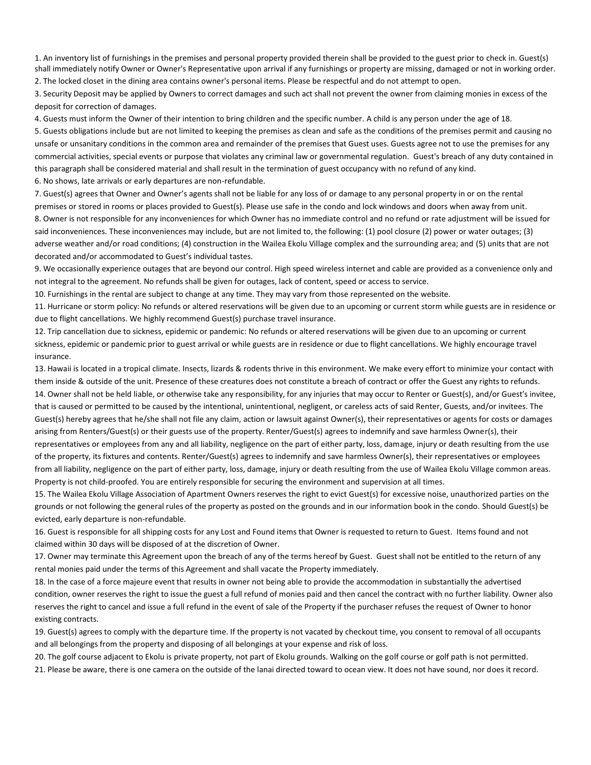1. An inventory list of furnishings in the premises and personal property provided therein shall be provided to the guest prior to check in. Guest(s) shall immediately notify Owner or Owner's Representative upon arrival if any furnishings or property are missing, damaged or not in working order.
2. The locked closet in the dining area contains owner's personal items. Please be respectful and do not attempt to open.
3. Security Deposit may be applied by Owners to correct damages and such act shall not prevent the owner from claiming monies in excess of the deposit for correction of damages.
4. Guests must inform the Owner of their intention to bring children and the specific number. A child is any person under the age of 18.
5. Guests obligations include but are not limited to keeping the premises as clean and safe as the conditions of the premises permit and causing no unsafe or unsanitary conditions in the common area and remainder of the premises that Guest uses. Guests agree not to use the premises for any commercial activities, special events or purpose that violates any criminal law or governmental regulation. Guest's breach of any duty contained in this paragraph shall be considered material and shall result in the termination of guest occupancy with no refund of any kind.
6. No shows, late arrivals or early departures are non-refundable.
7. Guest(s) agrees that Owner and Owner's agents shall not be liable for any loss of or damage to any personal property in or on the rental premises or stored in rooms or places provided to Guest(s). Please use safe in the condo and lock windows and doors when away from unit.
8. Owner is not responsible for any inconveniences for which Owner has no immediate control and no refund or rate adjustment will be issued for said inconveniences. These inconveniences may include, but are not limited to, the following: (1) pool closure (2) power or water outages; (3) adverse weather and/or road conditions; (4) construction in the Wailea Ekolu Village complex and the surrounding area; and (5) units that are not decorated and/or accommodated to Guest's individual tastes.
9. We occasionally experience outages that are beyond our control. High speed wireless internet and cable are provided as a convenience only and not integral to the agreement. No refunds shall be given for outages, lack of content, speed or access to service.
10. Furnishings in the rental are subject to change at any time. They may vary from those represented on the website.
11. Hurricane or storm policy: No refunds or altered reservations will be given due to an upcoming or current storm while guests are in residence or due to flight cancellations. We highly recommend Guest(s) purchase travel insurance.
12. Trip cancellation due to sickness, epidemic or pandemic: No refunds or altered reservations will be given due to an upcoming or current sickness, epidemic or pandemic prior to guest arrival or while guests are in residence or due to flight cancellations. We highly encourage travel insurance.
13. Hawaii is located in a tropical climate. Insects, lizards & rodents thrive in this environment. We make every effort to minimize your contact with them inside & outside of the unit. Presence of these creatures does not constitute a breach of contract or offer the Guest any rights to refunds.
14. Owner shall not be held liable, or otherwise take any responsibility, for any injuries that may occur to Renter or Guest(s), and/or Guest's invitee, that is caused or permitted to be caused by the intentional, unintentional, negligent, or careless acts of said Renter, Guests, and/or invitees. The Guest(s) hereby agrees that he/she shall not file any claim, action or lawsuit against Owner(s), their representatives or agents for costs or damages arising from Renters/Guest(s) or their guests use of the property. Renter/Guest(s) agrees to indemnify and save harmless Owner(s), their representatives or employees from any and all liability, negligence on the part of either party, loss, damage, injury or death resulting from the use of the property, its fixtures and contents. Renter/Guest(s) agrees to indemnify and save harmless Owner(s), their representatives or employees from all liability, negligence on the part of either party, loss, damage, injury or death resulting from the use of Wailea Ekolu Village common areas. Property is not child-proofed. You are entirely responsible for securing the environment and supervision at all times.
15. The Wailea Ekolu Village Association of Apartment Owners reserves the right to evict Guest(s) for excessive noise, unauthorized parties on the grounds or not following the general rules of the property as posted on the grounds and in our information book in the condo. Should Guest(s) be evicted, early departure is non-refundable.
16. Guest is responsible for all shipping costs for any Lost and Found items that Owner is requested to return to Guest. Items found and not claimed within 30 days will be disposed of at the discretion of Owner.
17. Owner may terminate this Agreement upon the breach of any of the terms hereof by Guest. Guest shall not be entitled to the return of any rental monies paid under the terms of this Agreement and shall vacate the Property immediately.
18. In the case of a force majeure event that results in owner not being able to provide the accommodation in substantially the advertised condition, owner reserves the right to issue the guest a full refund of monies paid and then cancel the contract with no further liability. Owner also reserves the right to cancel and issue a full refund in the event of sale of the Property if the purchaser refuses the request of Owner to honor existing contracts.
19. Guest(s) agrees to comply with the departure time. If the property is not vacated by checkout time, you consent to removal of all occupants and all belongings from the property and disposing of all belongings at your expense and risk of loss.
20. The golf course adjacent to Ekolu is private property, not part of Ekolu grounds. Walking on the golf course or golf path is not permitted.
21. Please be aware, there is one camera on the outside of the lanai directed toward to ocean view. It does not have sound, nor does it record.